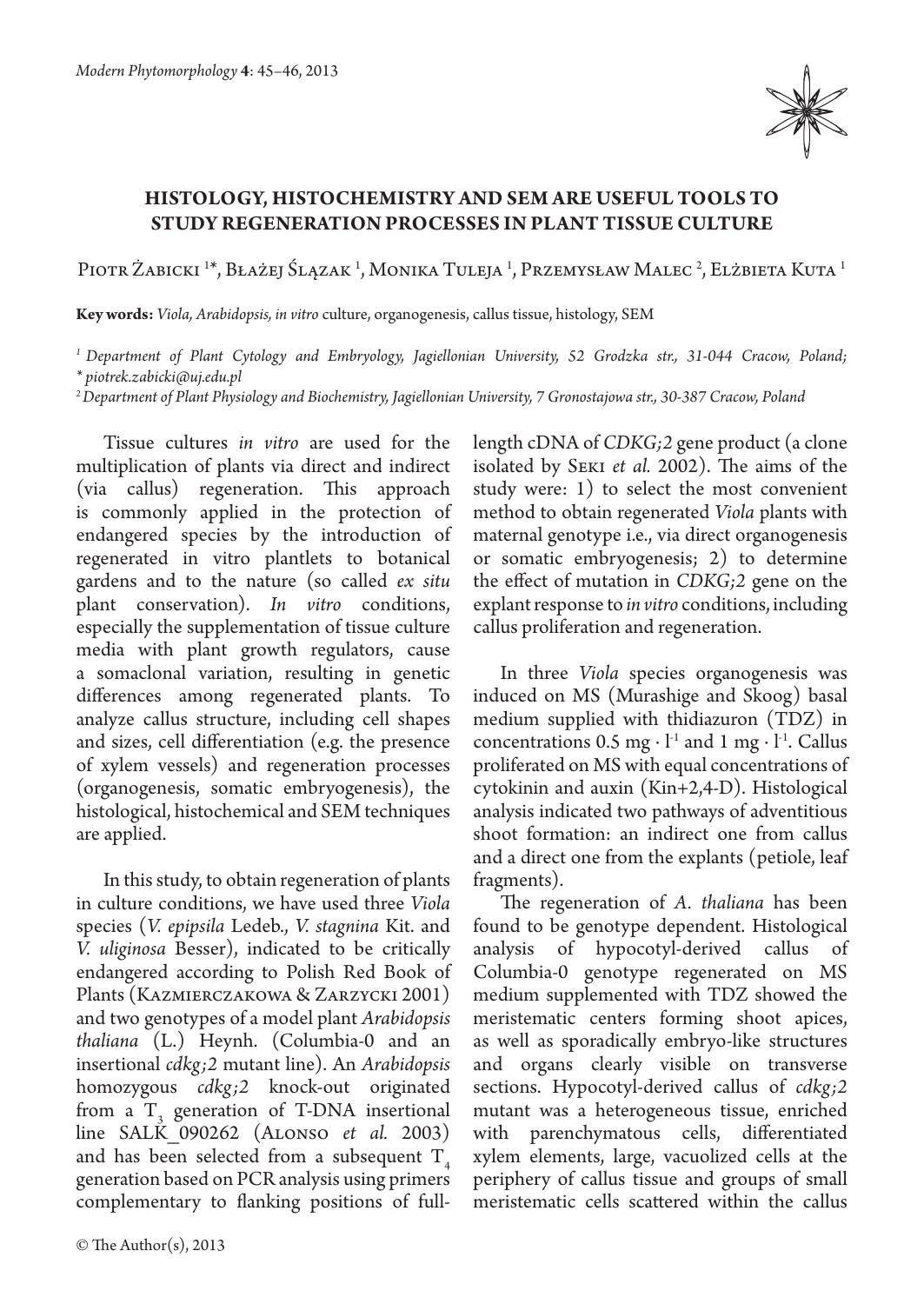# HISTOLOGY, HISTOCHEMISTRY AND SEM ARE USEFUL TOOLS TO STUDY REGENERATION PROCESSES IN PLANT TISSUE CULTURE

Piotr Żabicki [1]*, Błażej Ślązak [1], Monika Tuleja [1], Przemysław Malec [2], Elżbieta Kuta [1]

**Key words:** *Viola, Arabidopsis, in vitro* culture, organogenesis, callus tissue, histology, SEM

[1] *Department of Plant Cytology and Embryology, Jagiellonian University, 52 Grodzka str., 31-044 Cracow, Poland; * piotrek.zabicki@uj.edu.pl*

[2] *Department of Plant Physiology and Biochemistry, Jagiellonian University, 7 Gronostajowa str., 30-387 Cracow, Poland*

Tissue cultures *in vitro* are used for the multiplication of plants via direct and indirect (via callus) regeneration. This approach is commonly applied in the protection of endangered species by the introduction of regenerated in vitro plantlets to botanical gardens and to the nature (so called *ex situ* plant conservation). *In vitro* conditions, especially the supplementation of tissue culture media with plant growth regulators, cause a somaclonal variation, resulting in genetic differences among regenerated plants. To analyze callus structure, including cell shapes and sizes, cell differentiation (e.g. the presence of xylem vessels) and regeneration processes (organogenesis, somatic embryogenesis), the histological, histochemical and SEM techniques are applied.

In this study, to obtain regeneration of plants in culture conditions, we have used three *Viola* species (*V. epipsila* Ledeb., *V. stagnina* Kit. and *V. uliginosa* Besser), indicated to be critically endangered according to Polish Red Book of Plants (Kazmierczakowa & Zarzycki 2001) and two genotypes of a model plant *Arabidopsis thaliana* (L.) Heynh. (Columbia-0 and an insertional *cdkg;2* mutant line). An *Arabidopsis* homozygous *cdkg;2* knock-out originated from a $T_3$ generation of T-DNA insertional line SALK_090262 (Alonso *et al.* 2003) and has been selected from a subsequent $T_4$ generation based on PCR analysis using primers complementary to flanking positions of full-length cDNA of *CDKG;2* gene product (a clone isolated by Seki *et al.* 2002). The aims of the study were: 1) to select the most convenient method to obtain regenerated *Viola* plants with maternal genotype i.e., via direct organogenesis or somatic embryogenesis; 2) to determine the effect of mutation in *CDKG;2* gene on the explant response to *in vitro* conditions, including callus proliferation and regeneration.

In three *Viola* species organogenesis was induced on MS (Murashige and Skoog) basal medium supplied with thidiazuron (TDZ) in concentrations $0.5\ mg \cdot l^{-1}$ and $1\ mg \cdot l^{-1}$. Callus proliferated on MS with equal concentrations of cytokinin and auxin (Kin+2,4-D). Histological analysis indicated two pathways of adventitious shoot formation: an indirect one from callus and a direct one from the explants (petiole, leaf fragments).

The regeneration of *A. thaliana* has been found to be genotype dependent. Histological analysis of hypocotyl-derived callus of Columbia-0 genotype regenerated on MS medium supplemented with TDZ showed the meristematic centers forming shoot apices, as well as sporadically embryo-like structures and organs clearly visible on transverse sections. Hypocotyl-derived callus of *cdkg;2* mutant was a heterogeneous tissue, enriched with parenchymatous cells, differentiated xylem elements, large, vacuolized cells at the periphery of callus tissue and groups of small meristematic cells scattered within the callus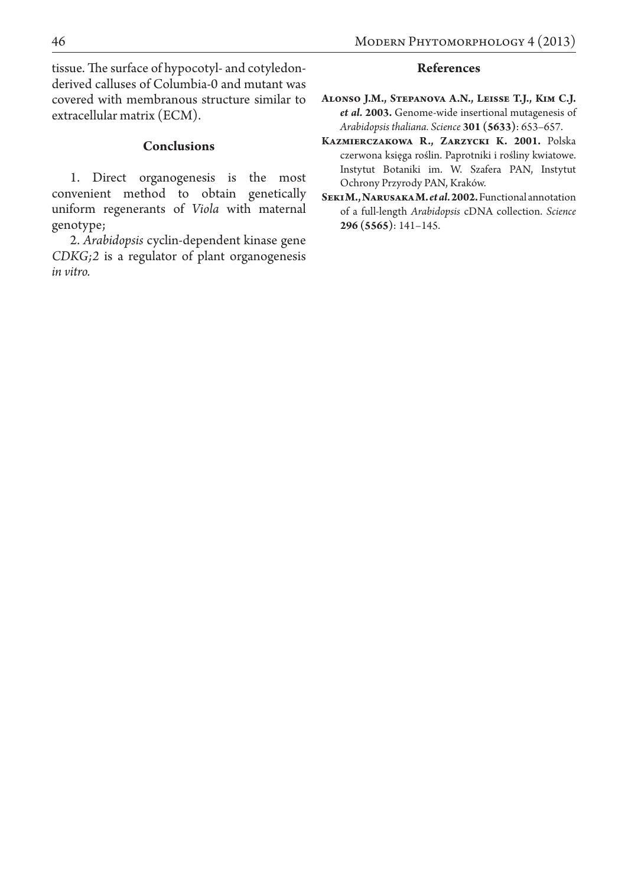tissue. The surface of hypocotyl- and cotyledon-derived calluses of Columbia-0 and mutant was covered with membranous structure similar to extracellular matrix (ECM).

## Conclusions

1. Direct organogenesis is the most convenient method to obtain genetically uniform regenerants of *Viola* with maternal genotype;

2. *Arabidopsis* cyclin-dependent kinase gene *CDKG;2* is a regulator of plant organogenesis *in vitro.*

## References

**Alonso J.M., Stepanova A.N., Leisse T.J., Kim C.J. *et al.* 2003.** Genome-wide insertional mutagenesis of *Arabidopsis thaliana. Science* **301 (5633)**: 653–657.

**Kazmierczakowa R., Zarzycki K. 2001.** Polska czerwona księga roślin. Paprotniki i rośliny kwiatowe. Instytut Botaniki im. W. Szafera PAN, Instytut Ochrony Przyrody PAN, Kraków.

**Seki M., Narusaka M. *et al.* 2002.** Functional annotation of a full-length *Arabidopsis* cDNA collection. *Science* **296 (5565)**: 141–145.